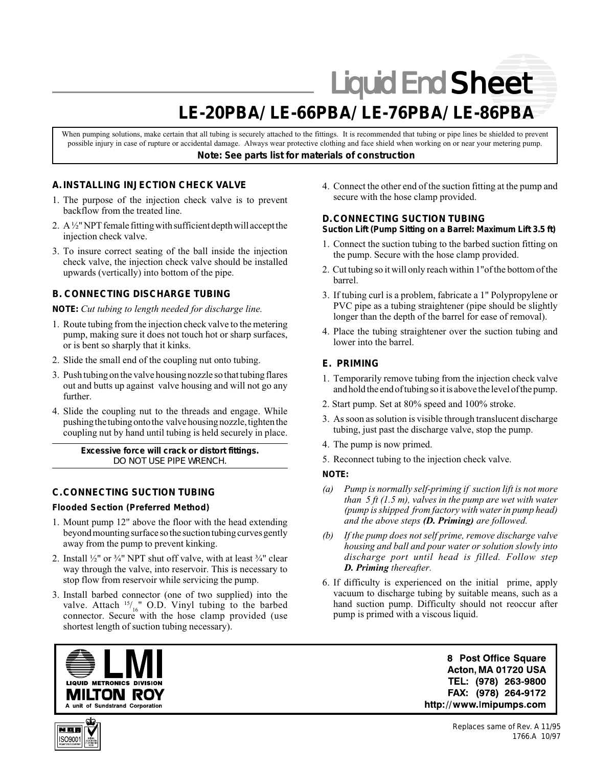# Liquid End Sheet

## LE-20PBA/LE-66PBA/LE-76PBA/LE-86PBA

When pumping solutions, make certain that all tubing is securely attached to the fittings. It is recommended that tubing or pipe lines be shielded to prevent possible injury in case of rupture or accidental damage. Always wear protective clothing and face shield when working on or near your metering pump.

**Note: See parts list for materials of construction**

### A. INSTALLING INJECTION CHECK VALVE

1. The purpose of the injection check valve is to prevent backflow from the treated line.
2. A ½" NPT female fitting with sufficient depth will accept the injection check valve.
3. To insure correct seating of the ball inside the injection check valve, the injection check valve should be installed upwards (vertically) into bottom of the pipe.

### B. CONNECTING DISCHARGE TUBING

**NOTE:** *Cut tubing to length needed for discharge line.*

1. Route tubing from the injection check valve to the metering pump, making sure it does not touch hot or sharp surfaces, or is bent so sharply that it kinks.
2. Slide the small end of the coupling nut onto tubing.
3. Push tubing on the valve housing nozzle so that tubing flares out and butts up against valve housing and will not go any further.
4. Slide the coupling nut to the threads and engage. While pushing the tubing onto the valve housing nozzle, tighten the coupling nut by hand until tubing is held securely in place.

**Excessive force will crack or distort fittings.**
DO NOT USE PIPE WRENCH.

### C. CONNECTING SUCTION TUBING

**Flooded Section (Preferred Method)**

1. Mount pump 12" above the floor with the head extending beyond mounting surface so the suction tubing curves gently away from the pump to prevent kinking.
2. Install ½" or ¾" NPT shut off valve, with at least ¾" clear way through the valve, into reservoir. This is necessary to stop flow from reservoir while servicing the pump.
3. Install barbed connector (one of two supplied) into the valve. Attach 15/16" O.D. Vinyl tubing to the barbed connector. Secure with the hose clamp provided (use shortest length of suction tubing necessary).
4. Connect the other end of the suction fitting at the pump and secure with the hose clamp provided.

### D. CONNECTING SUCTION TUBING

**Suction Lift (Pump Sitting on a Barrel: Maximum Lift 3.5 ft)**

1. Connect the suction tubing to the barbed suction fitting on the pump. Secure with the hose clamp provided.
2. Cut tubing so it will only reach within 1" of the bottom of the barrel.
3. If tubing curl is a problem, fabricate a 1" Polypropylene or PVC pipe as a tubing straightener (pipe should be slightly longer than the depth of the barrel for ease of removal).
4. Place the tubing straightener over the suction tubing and lower into the barrel.

### E. PRIMING

1. Temporarily remove tubing from the injection check valve and hold the end of tubing so it is above the level of the pump.
2. Start pump. Set at 80% speed and 100% stroke.
3. As soon as solution is visible through translucent discharge tubing, just past the discharge valve, stop the pump.
4. The pump is now primed.
5. Reconnect tubing to the injection check valve.

**NOTE:**

(a) *Pump is normally self-priming if suction lift is not more than 5 ft (1.5 m), valves in the pump are wet with water (pump is shipped from factory with water in pump head) and the above steps **(D. Priming)** are followed.*

(b) *If the pump does not self prime, remove discharge valve housing and ball and pour water or solution slowly into discharge port until head is filled. Follow step **D. Priming** thereafter.*

6. If difficulty is experienced on the initial prime, apply vacuum to discharge tubing by suitable means, such as a hand suction pump. Difficulty should not reoccur after pump is primed with a viscous liquid.

LMI
LIQUID METRONICS DIVISION
MILTON ROY
A unit of Sundstrand Corporation

8 Post Office Square
Acton, MA 01720 USA
TEL: (978) 263-9800
FAX: (978) 264-9172
http://www.lmipumps.com

Replaces same of Rev. A 11/95
1766.A 10/97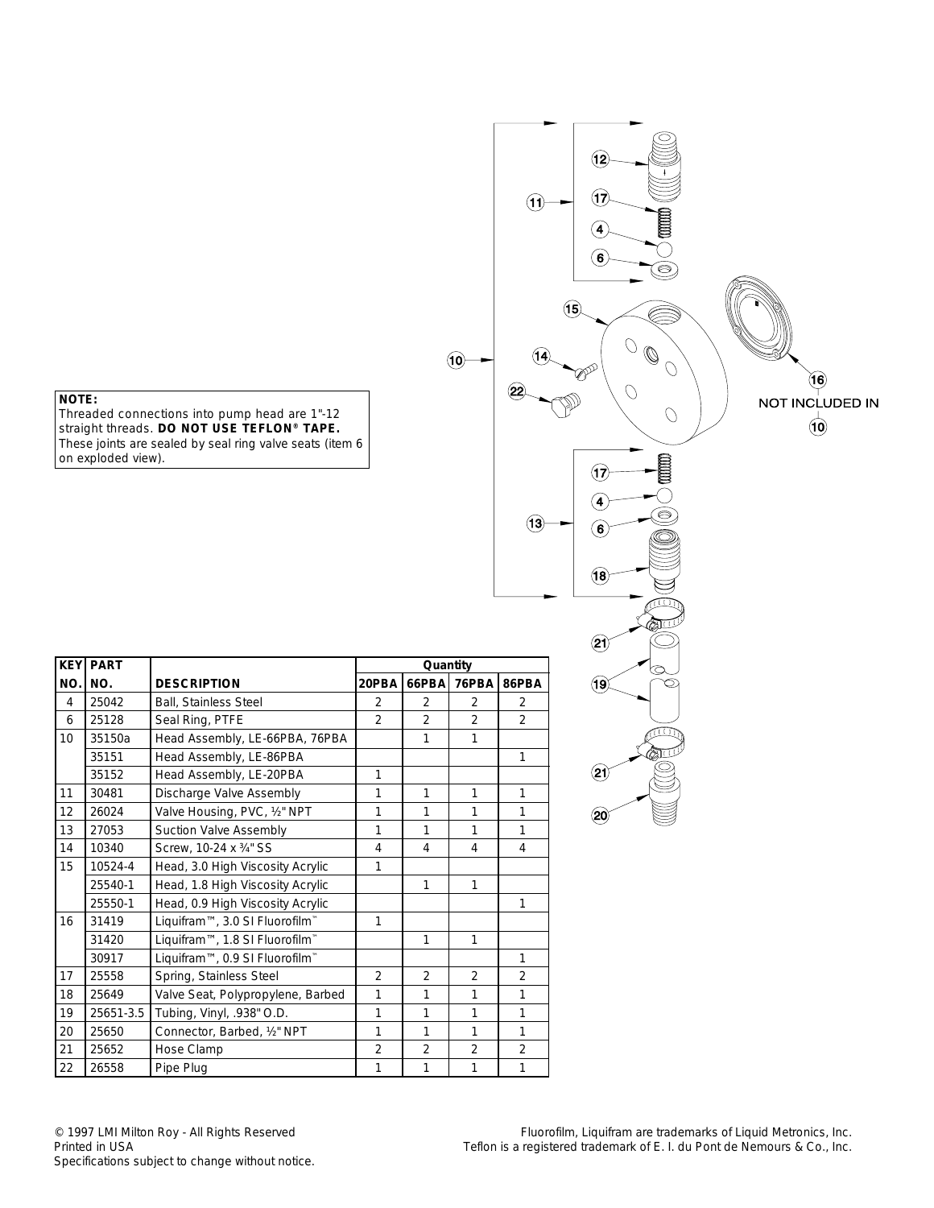NOT INCLUDED IN 10

**NOTE:**
Threaded connections into pump head are 1"-12 straight threads. **DO NOT USE TEFLON® TAPE.** These joints are sealed by seal ring valve seats (item 6 on exploded view).

| KEY NO. | PART NO. | DESCRIPTION | Quantity 20PBA | 66PBA | 76PBA | 86PBA |
|---|---|---|---|---|---|---|
| 4 | 25042 | Ball, Stainless Steel | 2 | 2 | 2 | 2 |
| 6 | 25128 | Seal Ring, PTFE | 2 | 2 | 2 | 2 |
| 10 | 35150a | Head Assembly, LE-66PBA, 76PBA | | 1 | 1 | |
| | 35151 | Head Assembly, LE-86PBA | | | | 1 |
| | 35152 | Head Assembly, LE-20PBA | 1 | | | |
| 11 | 30481 | Discharge Valve Assembly | 1 | 1 | 1 | 1 |
| 12 | 26024 | Valve Housing, PVC, ½" NPT | 1 | 1 | 1 | 1 |
| 13 | 27053 | Suction Valve Assembly | 1 | 1 | 1 | 1 |
| 14 | 10340 | Screw, 10-24 x ¾" SS | 4 | 4 | 4 | 4 |
| 15 | 10524-4 | Head, 3.0 High Viscosity Acrylic | 1 | | | |
| | 25540-1 | Head, 1.8 High Viscosity Acrylic | | 1 | 1 | |
| | 25550-1 | Head, 0.9 High Viscosity Acrylic | | | | 1 |
| 16 | 31419 | Liquifram™, 3.0 SI Fluorofilm™ | 1 | | | |
| | 31420 | Liquifram™, 1.8 SI Fluorofilm™ | | 1 | 1 | |
| | 30917 | Liquifram™, 0.9 SI Fluorofilm™ | | | | 1 |
| 17 | 25558 | Spring, Stainless Steel | 2 | 2 | 2 | 2 |
| 18 | 25649 | Valve Seat, Polypropylene, Barbed | 1 | 1 | 1 | 1 |
| 19 | 25651-3.5 | Tubing, Vinyl, .938" O.D. | 1 | 1 | 1 | 1 |
| 20 | 25650 | Connector, Barbed, ½" NPT | 1 | 1 | 1 | 1 |
| 21 | 25652 | Hose Clamp | 2 | 2 | 2 | 2 |
| 22 | 26558 | Pipe Plug | 1 | 1 | 1 | 1 |

© 1997 LMI Milton Roy - All Rights Reserved
Printed in USA
Specifications subject to change without notice.

Fluorofilm, Liquifram are trademarks of Liquid Metronics, Inc.
Teflon is a registered trademark of E. I. du Pont de Nemours & Co., Inc.